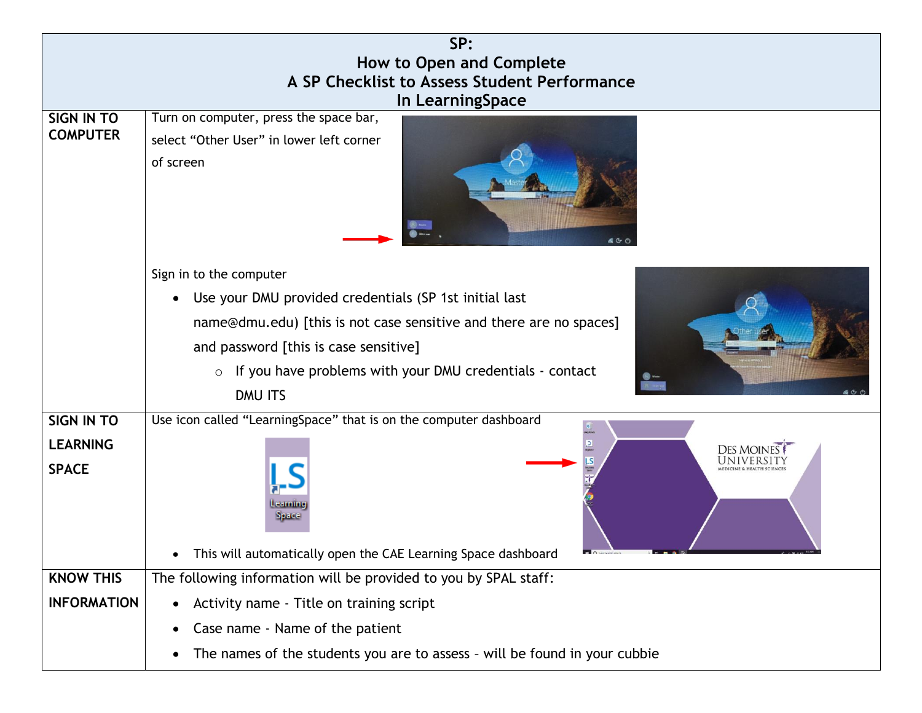# SP:
# How to Open and Complete
# A SP Checklist to Assess Student Performance
# In LearningSpace

| | |
|---|---|
| **SIGN IN TO COMPUTER** | Turn on computer, press the space bar, select "Other User" in lower left corner of screen<br><br>Sign in to the computer<br>• Use your DMU provided credentials (SP 1st initial last name@dmu.edu) [this is not case sensitive and there are no spaces] and password [this is case sensitive]<br>  ○ If you have problems with your DMU credentials - contact DMU ITS |
| **SIGN IN TO LEARNING SPACE** | Use icon called "LearningSpace" that is on the computer dashboard<br>• This will automatically open the CAE Learning Space dashboard |
| **KNOW THIS INFORMATION** | The following information will be provided to you by SPAL staff:<br>• Activity name - Title on training script<br>• Case name - Name of the patient<br>• The names of the students you are to assess – will be found in your cubbie |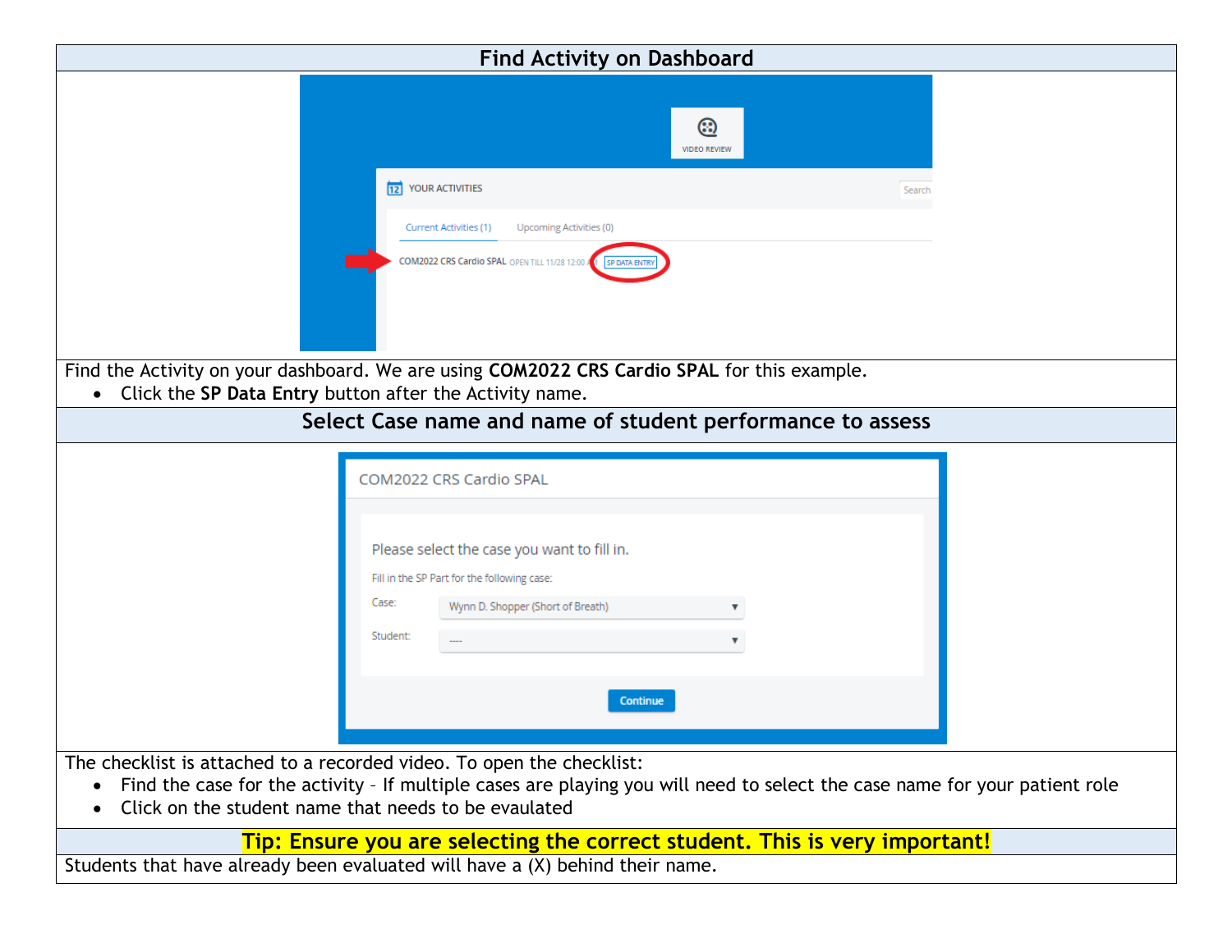## Find Activity on Dashboard

Find the Activity on your dashboard. We are using **COM2022 CRS Cardio SPAL** for this example.

- Click the **SP Data Entry** button after the Activity name.

## Select Case name and name of student performance to assess

The checklist is attached to a recorded video. To open the checklist:

- Find the case for the activity – If multiple cases are playing you will need to select the case name for your patient role
- Click on the student name that needs to be evaulated

## Tip: Ensure you are selecting the correct student. This is very important!

Students that have already been evaluated will have a (X) behind their name.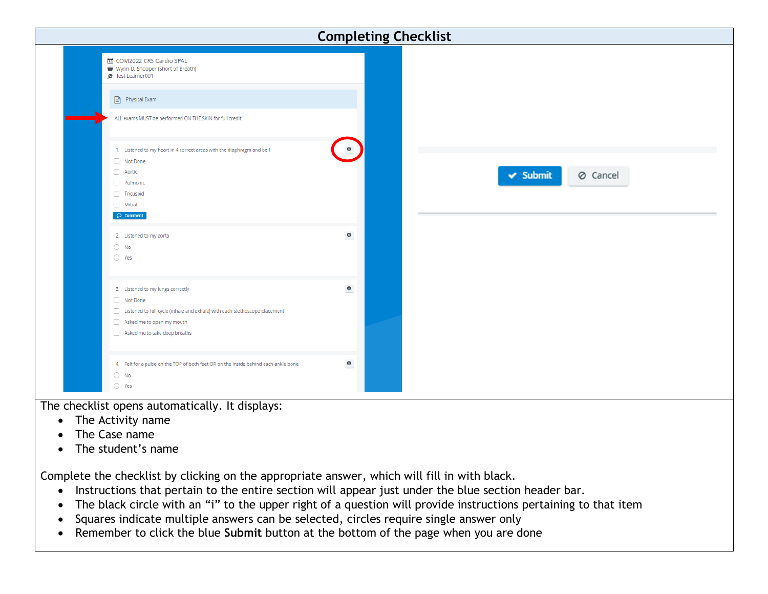# Completing Checklist

The checklist opens automatically. It displays:

- The Activity name
- The Case name
- The student’s name

Complete the checklist by clicking on the appropriate answer, which will fill in with black.

- Instructions that pertain to the entire section will appear just under the blue section header bar.
- The black circle with an “i” to the upper right of a question will provide instructions pertaining to that item
- Squares indicate multiple answers can be selected, circles require single answer only
- Remember to click the blue **Submit** button at the bottom of the page when you are done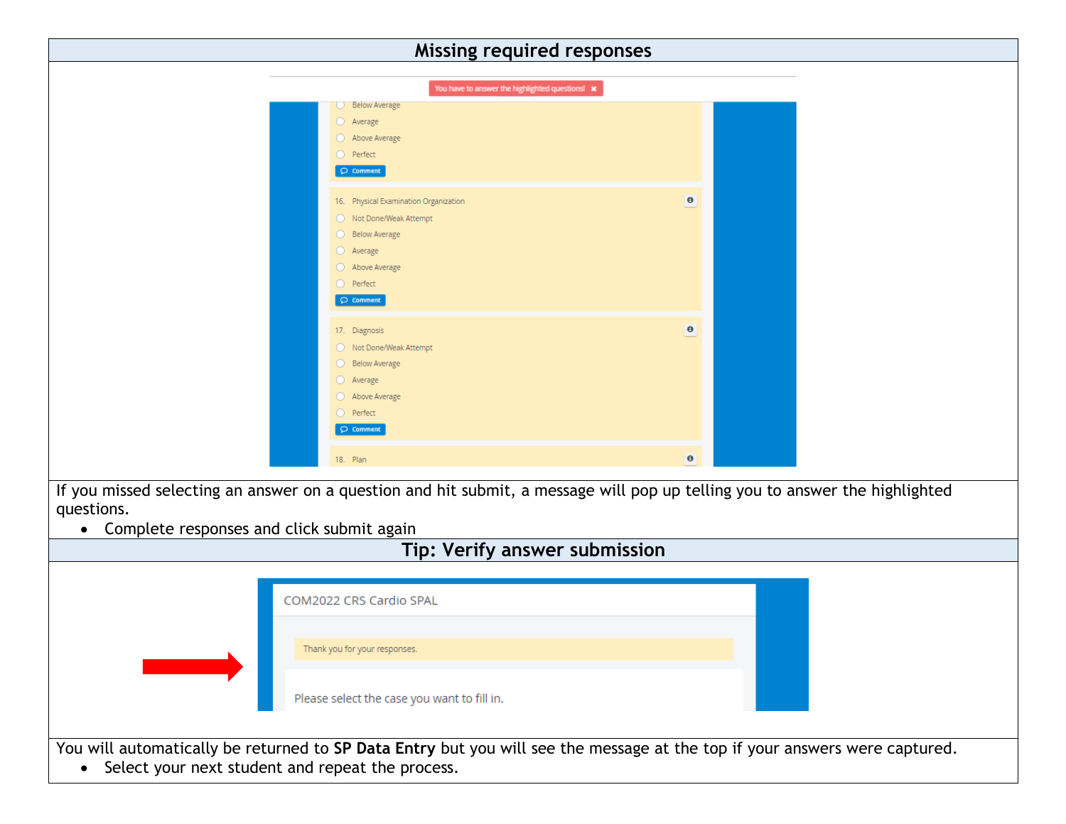## Missing required responses

If you missed selecting an answer on a question and hit submit, a message will pop up telling you to answer the highlighted questions.

- Complete responses and click submit again

## Tip: Verify answer submission

You will automatically be returned to **SP Data Entry** but you will see the message at the top if your answers were captured.

- Select your next student and repeat the process.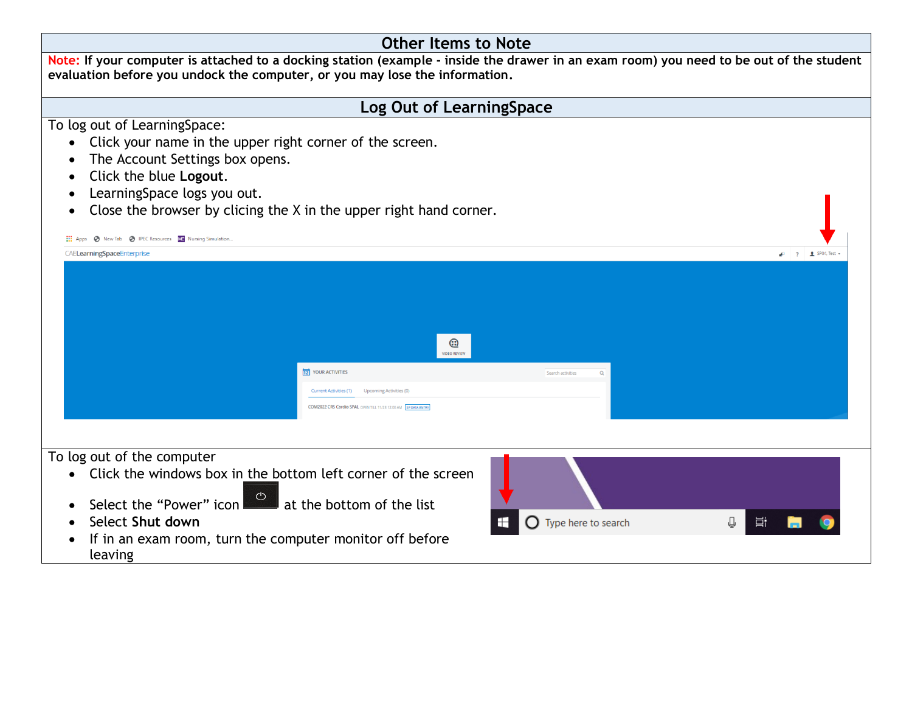## Other Items to Note

**Note: If your computer is attached to a docking station (example - inside the drawer in an exam room) you need to be out of the student evaluation before you undock the computer, or you may lose the information.**

## Log Out of LearningSpace

To log out of LearningSpace:

- Click your name in the upper right corner of the screen.
- The Account Settings box opens.
- Click the blue **Logout**.
- LearningSpace logs you out.
- Close the browser by clicing the X in the upper right hand corner.

To log out of the computer

- Click the windows box in the bottom left corner of the screen
- Select the "Power" icon at the bottom of the list
- Select **Shut down**
- If in an exam room, turn the computer monitor off before leaving